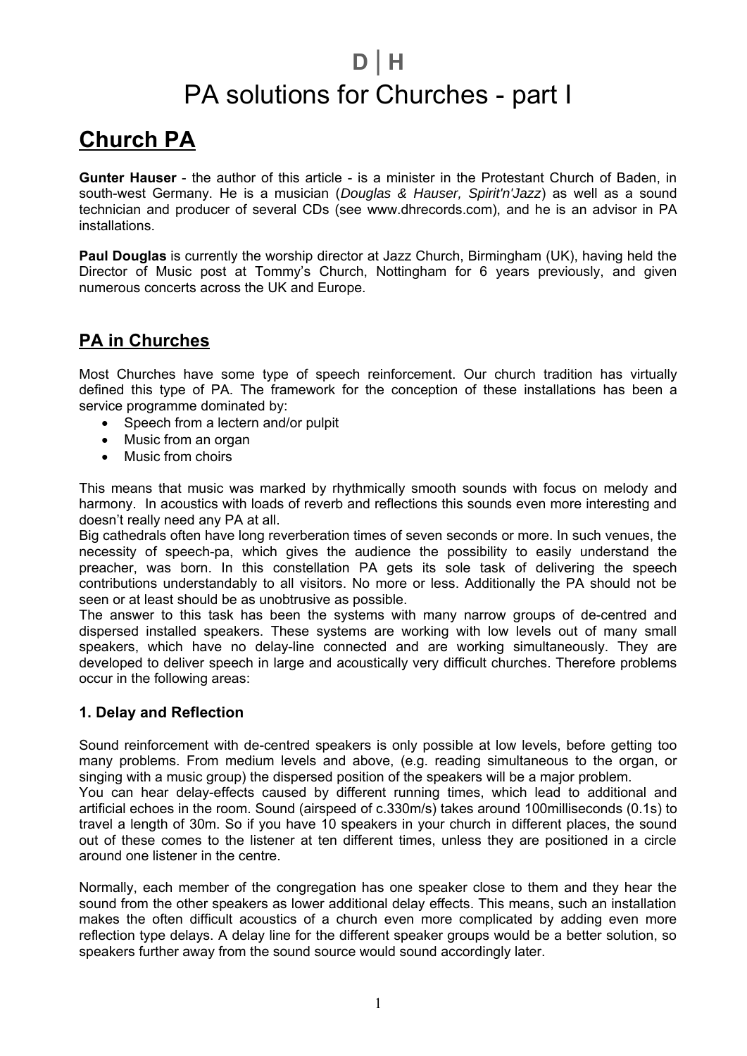# D │ H

# PA solutions for Churches - part I

## Church PA

**Gunter Hauser** - the author of this article - is a minister in the Protestant Church of Baden, in south-west Germany. He is a musician (*Douglas & Hauser, Spirit'n'Jazz*) as well as a sound technician and producer of several CDs (see www.dhrecords.com), and he is an advisor in PA installations.

**Paul Douglas** is currently the worship director at Jazz Church, Birmingham (UK), having held the Director of Music post at Tommy's Church, Nottingham for 6 years previously, and given numerous concerts across the UK and Europe.

## PA in Churches

Most Churches have some type of speech reinforcement. Our church tradition has virtually defined this type of PA. The framework for the conception of these installations has been a service programme dominated by:

- Speech from a lectern and/or pulpit
- Music from an organ
- Music from choirs

This means that music was marked by rhythmically smooth sounds with focus on melody and harmony. In acoustics with loads of reverb and reflections this sounds even more interesting and doesn't really need any PA at all.

Big cathedrals often have long reverberation times of seven seconds or more. In such venues, the necessity of speech-pa, which gives the audience the possibility to easily understand the preacher, was born. In this constellation PA gets its sole task of delivering the speech contributions understandably to all visitors. No more or less. Additionally the PA should not be seen or at least should be as unobtrusive as possible.

The answer to this task has been the systems with many narrow groups of de-centred and dispersed installed speakers. These systems are working with low levels out of many small speakers, which have no delay-line connected and are working simultaneously. They are developed to deliver speech in large and acoustically very difficult churches. Therefore problems occur in the following areas:

### 1. Delay and Reflection

Sound reinforcement with de-centred speakers is only possible at low levels, before getting too many problems. From medium levels and above, (e.g. reading simultaneous to the organ, or singing with a music group) the dispersed position of the speakers will be a major problem.

You can hear delay-effects caused by different running times, which lead to additional and artificial echoes in the room. Sound (airspeed of c.330m/s) takes around 100milliseconds (0.1s) to travel a length of 30m. So if you have 10 speakers in your church in different places, the sound out of these comes to the listener at ten different times, unless they are positioned in a circle around one listener in the centre.

Normally, each member of the congregation has one speaker close to them and they hear the sound from the other speakers as lower additional delay effects. This means, such an installation makes the often difficult acoustics of a church even more complicated by adding even more reflection type delays. A delay line for the different speaker groups would be a better solution, so speakers further away from the sound source would sound accordingly later.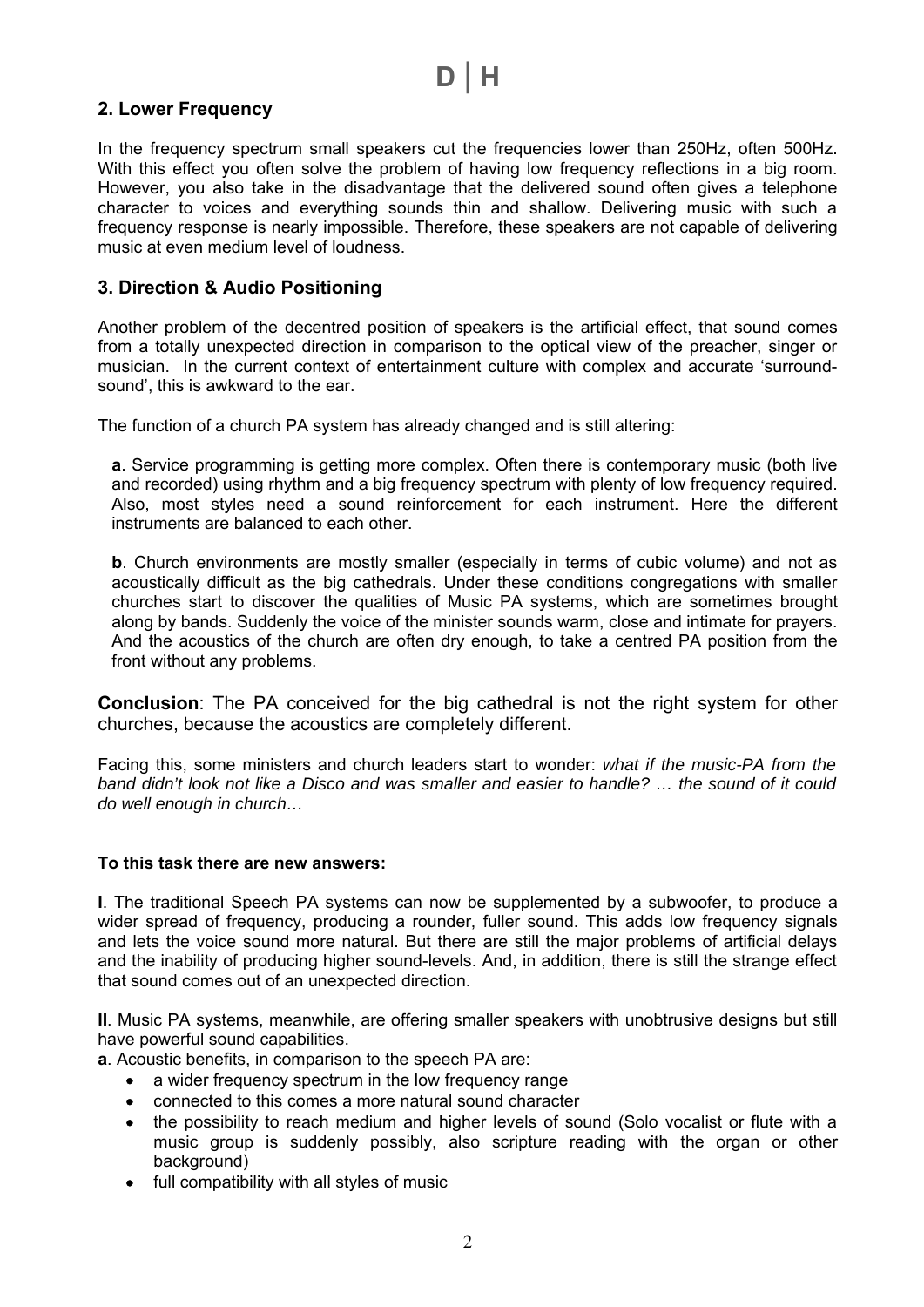## 2. Lower Frequency

In the frequency spectrum small speakers cut the frequencies lower than 250Hz, often 500Hz. With this effect you often solve the problem of having low frequency reflections in a big room. However, you also take in the disadvantage that the delivered sound often gives a telephone character to voices and everything sounds thin and shallow. Delivering music with such a frequency response is nearly impossible. Therefore, these speakers are not capable of delivering music at even medium level of loudness.

## 3. Direction & Audio Positioning

Another problem of the decentred position of speakers is the artificial effect, that sound comes from a totally unexpected direction in comparison to the optical view of the preacher, singer or musician. In the current context of entertainment culture with complex and accurate 'surround-sound', this is awkward to the ear.

The function of a church PA system has already changed and is still altering:

**a**. Service programming is getting more complex. Often there is contemporary music (both live and recorded) using rhythm and a big frequency spectrum with plenty of low frequency required. Also, most styles need a sound reinforcement for each instrument. Here the different instruments are balanced to each other.

**b**. Church environments are mostly smaller (especially in terms of cubic volume) and not as acoustically difficult as the big cathedrals. Under these conditions congregations with smaller churches start to discover the qualities of Music PA systems, which are sometimes brought along by bands. Suddenly the voice of the minister sounds warm, close and intimate for prayers. And the acoustics of the church are often dry enough, to take a centred PA position from the front without any problems.

**Conclusion**: The PA conceived for the big cathedral is not the right system for other churches, because the acoustics are completely different.

Facing this, some ministers and church leaders start to wonder: *what if the music-PA from the band didn't look not like a Disco and was smaller and easier to handle? … the sound of it could do well enough in church…*

**To this task there are new answers:**

**I**. The traditional Speech PA systems can now be supplemented by a subwoofer, to produce a wider spread of frequency, producing a rounder, fuller sound. This adds low frequency signals and lets the voice sound more natural. But there are still the major problems of artificial delays and the inability of producing higher sound-levels. And, in addition, there is still the strange effect that sound comes out of an unexpected direction.

**II**. Music PA systems, meanwhile, are offering smaller speakers with unobtrusive designs but still have powerful sound capabilities.

**a**. Acoustic benefits, in comparison to the speech PA are:

- a wider frequency spectrum in the low frequency range
- connected to this comes a more natural sound character
- the possibility to reach medium and higher levels of sound (Solo vocalist or flute with a music group is suddenly possibly, also scripture reading with the organ or other background)
- full compatibility with all styles of music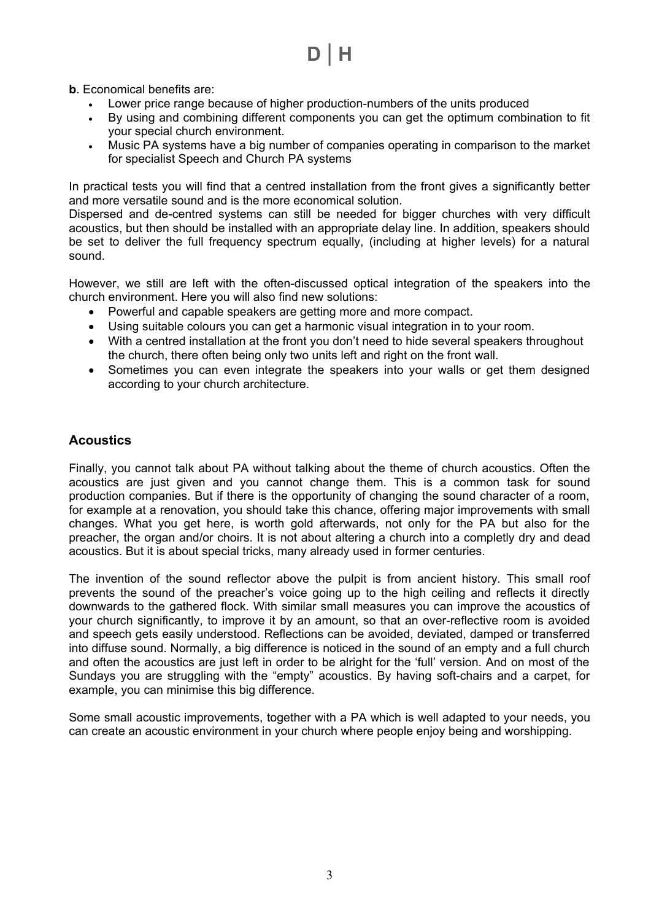**b**. Economical benefits are:

- Lower price range because of higher production-numbers of the units produced
- By using and combining different components you can get the optimum combination to fit your special church environment.
- Music PA systems have a big number of companies operating in comparison to the market for specialist Speech and Church PA systems

In practical tests you will find that a centred installation from the front gives a significantly better and more versatile sound and is the more economical solution.
Dispersed and de-centred systems can still be needed for bigger churches with very difficult acoustics, but then should be installed with an appropriate delay line. In addition, speakers should be set to deliver the full frequency spectrum equally, (including at higher levels) for a natural sound.

However, we still are left with the often-discussed optical integration of the speakers into the church environment. Here you will also find new solutions:

- Powerful and capable speakers are getting more and more compact.
- Using suitable colours you can get a harmonic visual integration in to your room.
- With a centred installation at the front you don't need to hide several speakers throughout the church, there often being only two units left and right on the front wall.
- Sometimes you can even integrate the speakers into your walls or get them designed according to your church architecture.

## Acoustics

Finally, you cannot talk about PA without talking about the theme of church acoustics. Often the acoustics are just given and you cannot change them. This is a common task for sound production companies. But if there is the opportunity of changing the sound character of a room, for example at a renovation, you should take this chance, offering major improvements with small changes. What you get here, is worth gold afterwards, not only for the PA but also for the preacher, the organ and/or choirs. It is not about altering a church into a completly dry and dead acoustics. But it is about special tricks, many already used in former centuries.

The invention of the sound reflector above the pulpit is from ancient history. This small roof prevents the sound of the preacher's voice going up to the high ceiling and reflects it directly downwards to the gathered flock. With similar small measures you can improve the acoustics of your church significantly, to improve it by an amount, so that an over-reflective room is avoided and speech gets easily understood. Reflections can be avoided, deviated, damped or transferred into diffuse sound. Normally, a big difference is noticed in the sound of an empty and a full church and often the acoustics are just left in order to be alright for the 'full' version. And on most of the Sundays you are struggling with the "empty" acoustics. By having soft-chairs and a carpet, for example, you can minimise this big difference.

Some small acoustic improvements, together with a PA which is well adapted to your needs, you can create an acoustic environment in your church where people enjoy being and worshipping.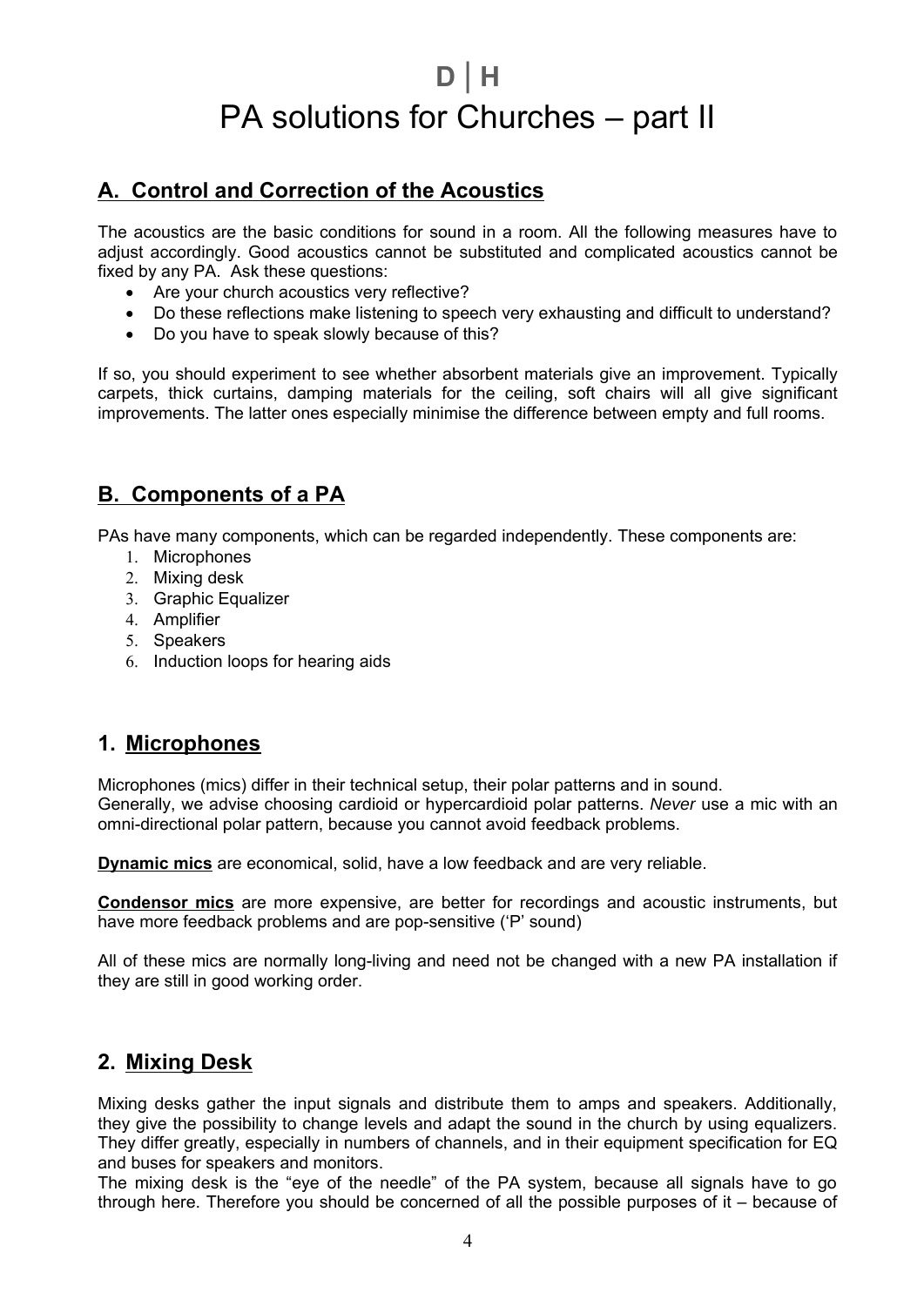# D | H

# PA solutions for Churches – part II

## A. Control and Correction of the Acoustics

The acoustics are the basic conditions for sound in a room. All the following measures have to adjust accordingly. Good acoustics cannot be substituted and complicated acoustics cannot be fixed by any PA. Ask these questions:

- Are your church acoustics very reflective?
- Do these reflections make listening to speech very exhausting and difficult to understand?
- Do you have to speak slowly because of this?

If so, you should experiment to see whether absorbent materials give an improvement. Typically carpets, thick curtains, damping materials for the ceiling, soft chairs will all give significant improvements. The latter ones especially minimise the difference between empty and full rooms.

## B. Components of a PA

PAs have many components, which can be regarded independently. These components are:

1. Microphones
2. Mixing desk
3. Graphic Equalizer
4. Amplifier
5. Speakers
6. Induction loops for hearing aids

## 1. Microphones

Microphones (mics) differ in their technical setup, their polar patterns and in sound.
Generally, we advise choosing cardioid or hypercardioid polar patterns. *Never* use a mic with an omni-directional polar pattern, because you cannot avoid feedback problems.

**Dynamic mics** are economical, solid, have a low feedback and are very reliable.

**Condensor mics** are more expensive, are better for recordings and acoustic instruments, but have more feedback problems and are pop-sensitive ('P' sound)

All of these mics are normally long-living and need not be changed with a new PA installation if they are still in good working order.

## 2. Mixing Desk

Mixing desks gather the input signals and distribute them to amps and speakers. Additionally, they give the possibility to change levels and adapt the sound in the church by using equalizers. They differ greatly, especially in numbers of channels, and in their equipment specification for EQ and buses for speakers and monitors.
The mixing desk is the "eye of the needle" of the PA system, because all signals have to go through here. Therefore you should be concerned of all the possible purposes of it – because of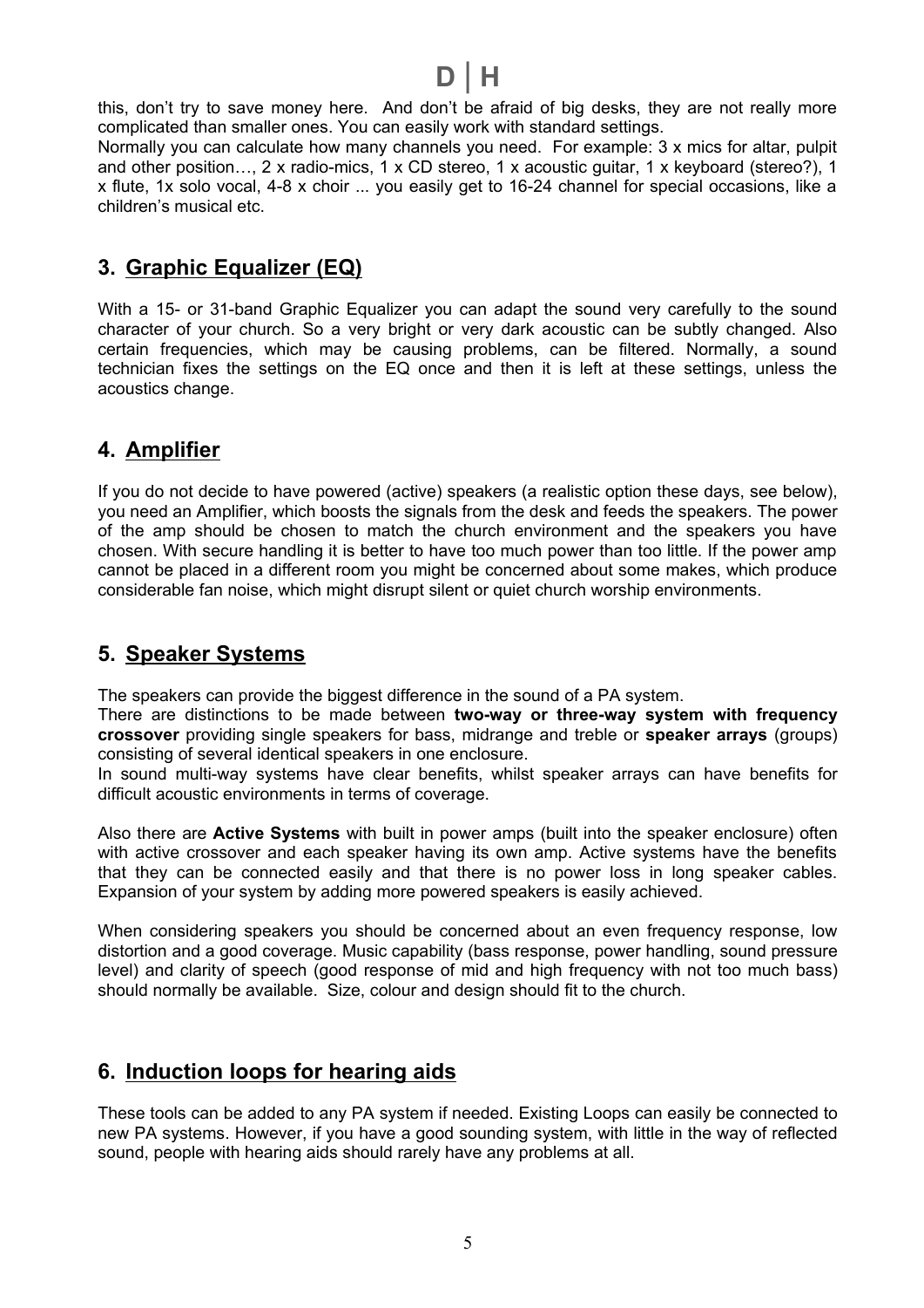this, don't try to save money here. And don't be afraid of big desks, they are not really more complicated than smaller ones. You can easily work with standard settings.
Normally you can calculate how many channels you need. For example: 3 x mics for altar, pulpit and other position…, 2 x radio-mics, 1 x CD stereo, 1 x acoustic guitar, 1 x keyboard (stereo?), 1 x flute, 1x solo vocal, 4-8 x choir ... you easily get to 16-24 channel for special occasions, like a children's musical etc.

## 3. Graphic Equalizer (EQ)

With a 15- or 31-band Graphic Equalizer you can adapt the sound very carefully to the sound character of your church. So a very bright or very dark acoustic can be subtly changed. Also certain frequencies, which may be causing problems, can be filtered. Normally, a sound technician fixes the settings on the EQ once and then it is left at these settings, unless the acoustics change.

## 4. Amplifier

If you do not decide to have powered (active) speakers (a realistic option these days, see below), you need an Amplifier, which boosts the signals from the desk and feeds the speakers. The power of the amp should be chosen to match the church environment and the speakers you have chosen. With secure handling it is better to have too much power than too little. If the power amp cannot be placed in a different room you might be concerned about some makes, which produce considerable fan noise, which might disrupt silent or quiet church worship environments.

## 5. Speaker Systems

The speakers can provide the biggest difference in the sound of a PA system.
There are distinctions to be made between **two-way or three-way system with frequency crossover** providing single speakers for bass, midrange and treble or **speaker arrays** (groups) consisting of several identical speakers in one enclosure.
In sound multi-way systems have clear benefits, whilst speaker arrays can have benefits for difficult acoustic environments in terms of coverage.

Also there are **Active Systems** with built in power amps (built into the speaker enclosure) often with active crossover and each speaker having its own amp. Active systems have the benefits that they can be connected easily and that there is no power loss in long speaker cables. Expansion of your system by adding more powered speakers is easily achieved.

When considering speakers you should be concerned about an even frequency response, low distortion and a good coverage. Music capability (bass response, power handling, sound pressure level) and clarity of speech (good response of mid and high frequency with not too much bass) should normally be available. Size, colour and design should fit to the church.

## 6. Induction loops for hearing aids

These tools can be added to any PA system if needed. Existing Loops can easily be connected to new PA systems. However, if you have a good sounding system, with little in the way of reflected sound, people with hearing aids should rarely have any problems at all.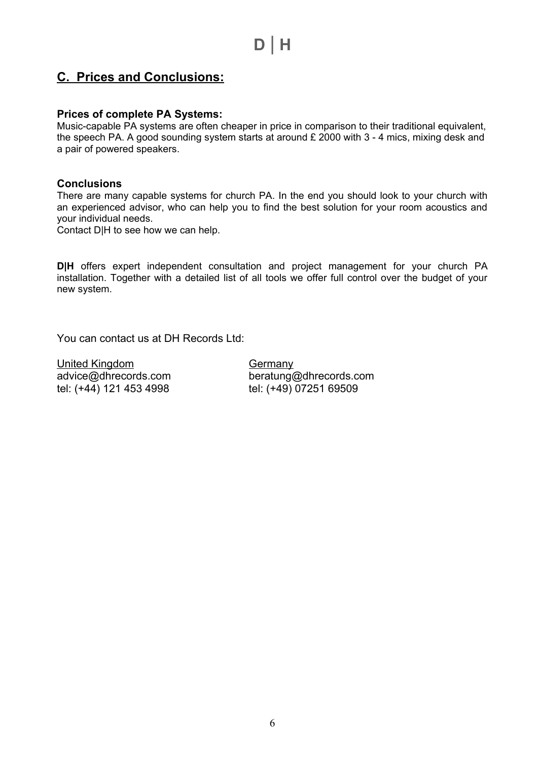## C. Prices and Conclusions:

### Prices of complete PA Systems:

Music-capable PA systems are often cheaper in price in comparison to their traditional equivalent, the speech PA. A good sounding system starts at around £ 2000 with 3 - 4 mics, mixing desk and a pair of powered speakers.

### Conclusions

There are many capable systems for church PA. In the end you should look to your church with an experienced advisor, who can help you to find the best solution for your room acoustics and your individual needs.

Contact D|H to see how we can help.

**D|H** offers expert independent consultation and project management for your church PA installation. Together with a detailed list of all tools we offer full control over the budget of your new system.

You can contact us at DH Records Ltd:

United Kingdom
advice@dhrecords.com
tel: (+44) 121 453 4998

Germany
beratung@dhrecords.com
tel: (+49) 07251 69509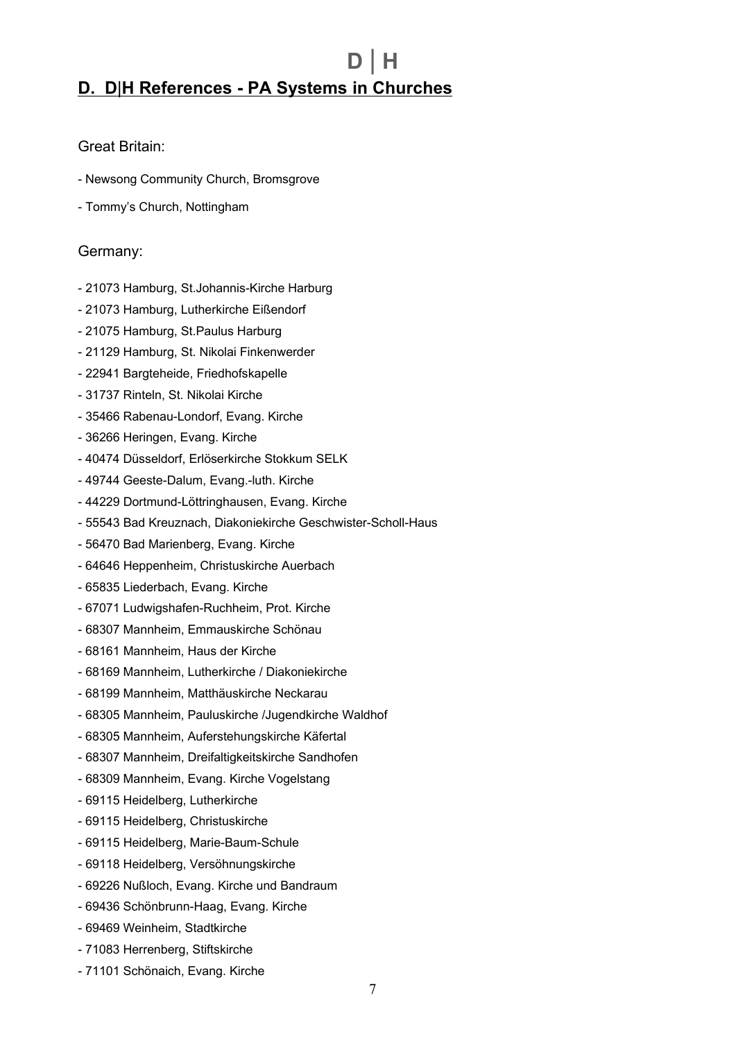## D. D|H References - PA Systems in Churches

Great Britain:

- Newsong Community Church, Bromsgrove
- Tommy's Church, Nottingham

Germany:

- 21073 Hamburg, St.Johannis-Kirche Harburg
- 21073 Hamburg, Lutherkirche Eißendorf
- 21075 Hamburg, St.Paulus Harburg
- 21129 Hamburg, St. Nikolai Finkenwerder
- 22941 Bargteheide, Friedhofskapelle
- 31737 Rinteln, St. Nikolai Kirche
- 35466 Rabenau-Londorf, Evang. Kirche
- 36266 Heringen, Evang. Kirche
- 40474 Düsseldorf, Erlöserkirche Stokkum SELK
- 49744 Geeste-Dalum, Evang.-luth. Kirche
- 44229 Dortmund-Löttringhausen, Evang. Kirche
- 55543 Bad Kreuznach, Diakoniekirche Geschwister-Scholl-Haus
- 56470 Bad Marienberg, Evang. Kirche
- 64646 Heppenheim, Christuskirche Auerbach
- 65835 Liederbach, Evang. Kirche
- 67071 Ludwigshafen-Ruchheim, Prot. Kirche
- 68307 Mannheim, Emmauskirche Schönau
- 68161 Mannheim, Haus der Kirche
- 68169 Mannheim, Lutherkirche / Diakoniekirche
- 68199 Mannheim, Matthäuskirche Neckarau
- 68305 Mannheim, Pauluskirche /Jugendkirche Waldhof
- 68305 Mannheim, Auferstehungskirche Käfertal
- 68307 Mannheim, Dreifaltigkeitskirche Sandhofen
- 68309 Mannheim, Evang. Kirche Vogelstang
- 69115 Heidelberg, Lutherkirche
- 69115 Heidelberg, Christuskirche
- 69115 Heidelberg, Marie-Baum-Schule
- 69118 Heidelberg, Versöhnungskirche
- 69226 Nußloch, Evang. Kirche und Bandraum
- 69436 Schönbrunn-Haag, Evang. Kirche
- 69469 Weinheim, Stadtkirche
- 71083 Herrenberg, Stiftskirche
- 71101 Schönaich, Evang. Kirche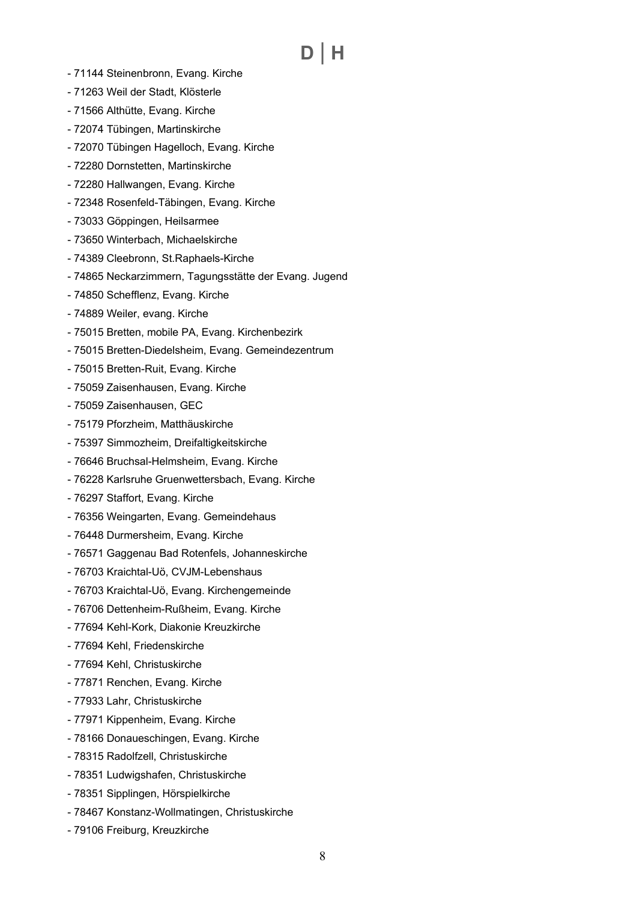- 71144 Steinenbronn, Evang. Kirche
- 71263 Weil der Stadt, Klösterle
- 71566 Althütte, Evang. Kirche
- 72074 Tübingen, Martinskirche
- 72070 Tübingen Hagelloch, Evang. Kirche
- 72280 Dornstetten, Martinskirche
- 72280 Hallwangen, Evang. Kirche
- 72348 Rosenfeld-Täbingen, Evang. Kirche
- 73033 Göppingen, Heilsarmee
- 73650 Winterbach, Michaelskirche
- 74389 Cleebronn, St.Raphaels-Kirche
- 74865 Neckarzimmern, Tagungsstätte der Evang. Jugend
- 74850 Schefflenz, Evang. Kirche
- 74889 Weiler, evang. Kirche
- 75015 Bretten, mobile PA, Evang. Kirchenbezirk
- 75015 Bretten-Diedelsheim, Evang. Gemeindezentrum
- 75015 Bretten-Ruit, Evang. Kirche
- 75059 Zaisenhausen, Evang. Kirche
- 75059 Zaisenhausen, GEC
- 75179 Pforzheim, Matthäuskirche
- 75397 Simmozheim, Dreifaltigkeitskirche
- 76646 Bruchsal-Helmsheim, Evang. Kirche
- 76228 Karlsruhe Gruenwettersbach, Evang. Kirche
- 76297 Staffort, Evang. Kirche
- 76356 Weingarten, Evang. Gemeindehaus
- 76448 Durmersheim, Evang. Kirche
- 76571 Gaggenau Bad Rotenfels, Johanneskirche
- 76703 Kraichtal-Uö, CVJM-Lebenshaus
- 76703 Kraichtal-Uö, Evang. Kirchengemeinde
- 76706 Dettenheim-Rußheim, Evang. Kirche
- 77694 Kehl-Kork, Diakonie Kreuzkirche
- 77694 Kehl, Friedenskirche
- 77694 Kehl, Christuskirche
- 77871 Renchen, Evang. Kirche
- 77933 Lahr, Christuskirche
- 77971 Kippenheim, Evang. Kirche
- 78166 Donaueschingen, Evang. Kirche
- 78315 Radolfzell, Christuskirche
- 78351 Ludwigshafen, Christuskirche
- 78351 Sipplingen, Hörspielkirche
- 78467 Konstanz-Wollmatingen, Christuskirche
- 79106 Freiburg, Kreuzkirche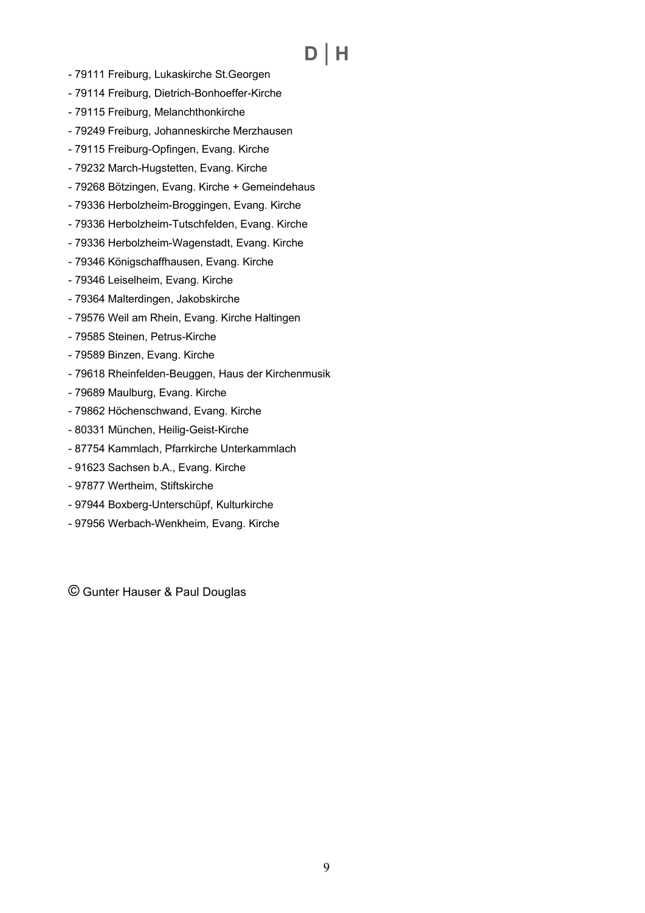- 79111 Freiburg, Lukaskirche St.Georgen
- 79114 Freiburg, Dietrich-Bonhoeffer-Kirche
- 79115 Freiburg, Melanchthonkirche
- 79249 Freiburg, Johanneskirche Merzhausen
- 79115 Freiburg-Opfingen, Evang. Kirche
- 79232 March-Hugstetten, Evang. Kirche
- 79268 Bötzingen, Evang. Kirche + Gemeindehaus
- 79336 Herbolzheim-Broggingen, Evang. Kirche
- 79336 Herbolzheim-Tutschfelden, Evang. Kirche
- 79336 Herbolzheim-Wagenstadt, Evang. Kirche
- 79346 Königschaffhausen, Evang. Kirche
- 79346 Leiselheim, Evang. Kirche
- 79364 Malterdingen, Jakobskirche
- 79576 Weil am Rhein, Evang. Kirche Haltingen
- 79585 Steinen, Petrus-Kirche
- 79589 Binzen, Evang. Kirche
- 79618 Rheinfelden-Beuggen, Haus der Kirchenmusik
- 79689 Maulburg, Evang. Kirche
- 79862 Höchenschwand, Evang. Kirche
- 80331 München, Heilig-Geist-Kirche
- 87754 Kammlach, Pfarrkirche Unterkammlach
- 91623 Sachsen b.A., Evang. Kirche
- 97877 Wertheim, Stiftskirche
- 97944 Boxberg-Unterschüpf, Kulturkirche
- 97956 Werbach-Wenkheim, Evang. Kirche

© Gunter Hauser & Paul Douglas